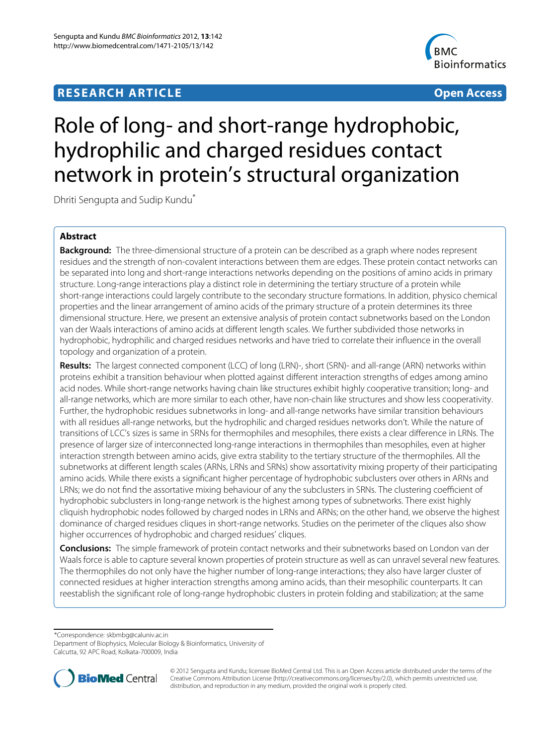**RESEARCH ARTICLE** **Open Access**

# Role of long- and short-range hydrophobic, hydrophilic and charged residues contact network in protein's structural organization

Dhriti Sengupta and Sudip Kundu*

## Abstract

**Background:** The three-dimensional structure of a protein can be described as a graph where nodes represent residues and the strength of non-covalent interactions between them are edges. These protein contact networks can be separated into long and short-range interactions networks depending on the positions of amino acids in primary structure. Long-range interactions play a distinct role in determining the tertiary structure of a protein while short-range interactions could largely contribute to the secondary structure formations. In addition, physico chemical properties and the linear arrangement of amino acids of the primary structure of a protein determines its three dimensional structure. Here, we present an extensive analysis of protein contact subnetworks based on the London van der Waals interactions of amino acids at different length scales. We further subdivided those networks in hydrophobic, hydrophilic and charged residues networks and have tried to correlate their influence in the overall topology and organization of a protein.

**Results:** The largest connected component (LCC) of long (LRN)-, short (SRN)- and all-range (ARN) networks within proteins exhibit a transition behaviour when plotted against different interaction strengths of edges among amino acid nodes. While short-range networks having chain like structures exhibit highly cooperative transition; long- and all-range networks, which are more similar to each other, have non-chain like structures and show less cooperativity. Further, the hydrophobic residues subnetworks in long- and all-range networks have similar transition behaviours with all residues all-range networks, but the hydrophilic and charged residues networks don't. While the nature of transitions of LCC's sizes is same in SRNs for thermophiles and mesophiles, there exists a clear difference in LRNs. The presence of larger size of interconnected long-range interactions in thermophiles than mesophiles, even at higher interaction strength between amino acids, give extra stability to the tertiary structure of the thermophiles. All the subnetworks at different length scales (ARNs, LRNs and SRNs) show assortativity mixing property of their participating amino acids. While there exists a significant higher percentage of hydrophobic subclusters over others in ARNs and LRNs; we do not find the assortative mixing behaviour of any the subclusters in SRNs. The clustering coefficient of hydrophobic subclusters in long-range network is the highest among types of subnetworks. There exist highly cliquish hydrophobic nodes followed by charged nodes in LRNs and ARNs; on the other hand, we observe the highest dominance of charged residues cliques in short-range networks. Studies on the perimeter of the cliques also show higher occurrences of hydrophobic and charged residues' cliques.

**Conclusions:** The simple framework of protein contact networks and their subnetworks based on London van der Waals force is able to capture several known properties of protein structure as well as can unravel several new features. The thermophiles do not only have the higher number of long-range interactions; they also have larger cluster of connected residues at higher interaction strengths among amino acids, than their mesophilic counterparts. It can reestablish the significant role of long-range hydrophobic clusters in protein folding and stabilization; at the same

*Correspondence: skbmbg@caluniv.ac.in
Department of Biophysics, Molecular Biology & Bioinformatics, University of Calcutta, 92 APC Road, Kolkata-700009, India

© 2012 Sengupta and Kundu; licensee BioMed Central Ltd. This is an Open Access article distributed under the terms of the Creative Commons Attribution License (http://creativecommons.org/licenses/by/2.0), which permits unrestricted use, distribution, and reproduction in any medium, provided the original work is properly cited.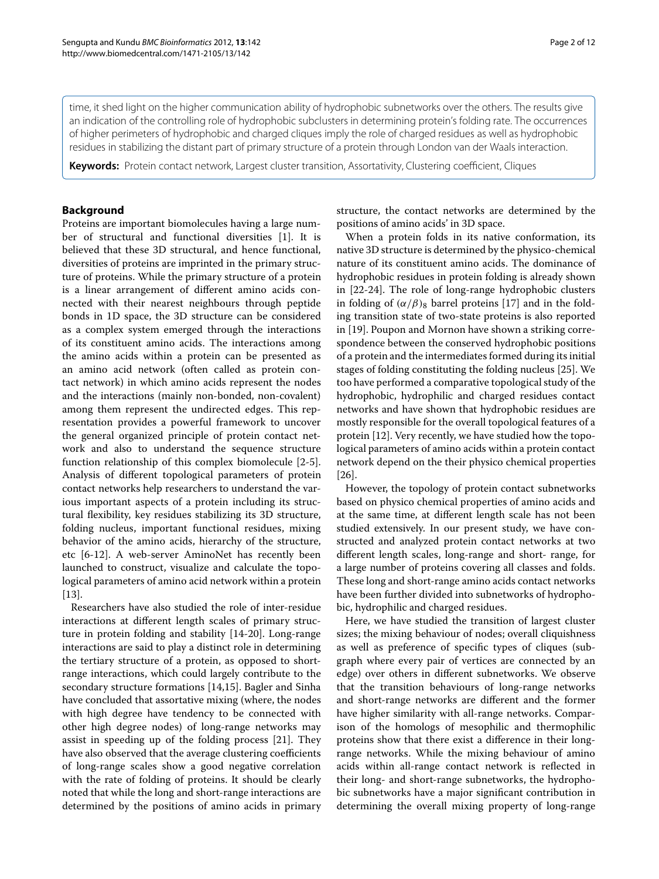time, it shed light on the higher communication ability of hydrophobic subnetworks over the others. The results give an indication of the controlling role of hydrophobic subclusters in determining protein's folding rate. The occurrences of higher perimeters of hydrophobic and charged cliques imply the role of charged residues as well as hydrophobic residues in stabilizing the distant part of primary structure of a protein through London van der Waals interaction.

**Keywords:** Protein contact network, Largest cluster transition, Assortativity, Clustering coefficient, Cliques

## Background

Proteins are important biomolecules having a large number of structural and functional diversities [1]. It is believed that these 3D structural, and hence functional, diversities of proteins are imprinted in the primary structure of proteins. While the primary structure of a protein is a linear arrangement of different amino acids connected with their nearest neighbours through peptide bonds in 1D space, the 3D structure can be considered as a complex system emerged through the interactions of its constituent amino acids. The interactions among the amino acids within a protein can be presented as an amino acid network (often called as protein contact network) in which amino acids represent the nodes and the interactions (mainly non-bonded, non-covalent) among them represent the undirected edges. This representation provides a powerful framework to uncover the general organized principle of protein contact network and also to understand the sequence structure function relationship of this complex biomolecule [2-5]. Analysis of different topological parameters of protein contact networks help researchers to understand the various important aspects of a protein including its structural flexibility, key residues stabilizing its 3D structure, folding nucleus, important functional residues, mixing behavior of the amino acids, hierarchy of the structure, etc [6-12]. A web-server AminoNet has recently been launched to construct, visualize and calculate the topological parameters of amino acid network within a protein [13].

Researchers have also studied the role of inter-residue interactions at different length scales of primary structure in protein folding and stability [14-20]. Long-range interactions are said to play a distinct role in determining the tertiary structure of a protein, as opposed to short-range interactions, which could largely contribute to the secondary structure formations [14,15]. Bagler and Sinha have concluded that assortative mixing (where, the nodes with high degree have tendency to be connected with other high degree nodes) of long-range networks may assist in speeding up of the folding process [21]. They have also observed that the average clustering coefficients of long-range scales show a good negative correlation with the rate of folding of proteins. It should be clearly noted that while the long and short-range interactions are determined by the positions of amino acids in primary structure, the contact networks are determined by the positions of amino acids' in 3D space.

When a protein folds in its native conformation, its native 3D structure is determined by the physico-chemical nature of its constituent amino acids. The dominance of hydrophobic residues in protein folding is already shown in [22-24]. The role of long-range hydrophobic clusters in folding of $(\alpha/\beta)_8$ barrel proteins [17] and in the folding transition state of two-state proteins is also reported in [19]. Poupon and Mornon have shown a striking correspondence between the conserved hydrophobic positions of a protein and the intermediates formed during its initial stages of folding constituting the folding nucleus [25]. We too have performed a comparative topological study of the hydrophobic, hydrophilic and charged residues contact networks and have shown that hydrophobic residues are mostly responsible for the overall topological features of a protein [12]. Very recently, we have studied how the topological parameters of amino acids within a protein contact network depend on the their physico chemical properties [26].

However, the topology of protein contact subnetworks based on physico chemical properties of amino acids and at the same time, at different length scale has not been studied extensively. In our present study, we have constructed and analyzed protein contact networks at two different length scales, long-range and short- range, for a large number of proteins covering all classes and folds. These long and short-range amino acids contact networks have been further divided into subnetworks of hydrophobic, hydrophilic and charged residues.

Here, we have studied the transition of largest cluster sizes; the mixing behaviour of nodes; overall cliquishness as well as preference of specific types of cliques (subgraph where every pair of vertices are connected by an edge) over others in different subnetworks. We observe that the transition behaviours of long-range networks and short-range networks are different and the former have higher similarity with all-range networks. Comparison of the homologs of mesophilic and thermophilic proteins show that there exist a difference in their long-range networks. While the mixing behaviour of amino acids within all-range contact network is reflected in their long- and short-range subnetworks, the hydrophobic subnetworks have a major significant contribution in determining the overall mixing property of long-range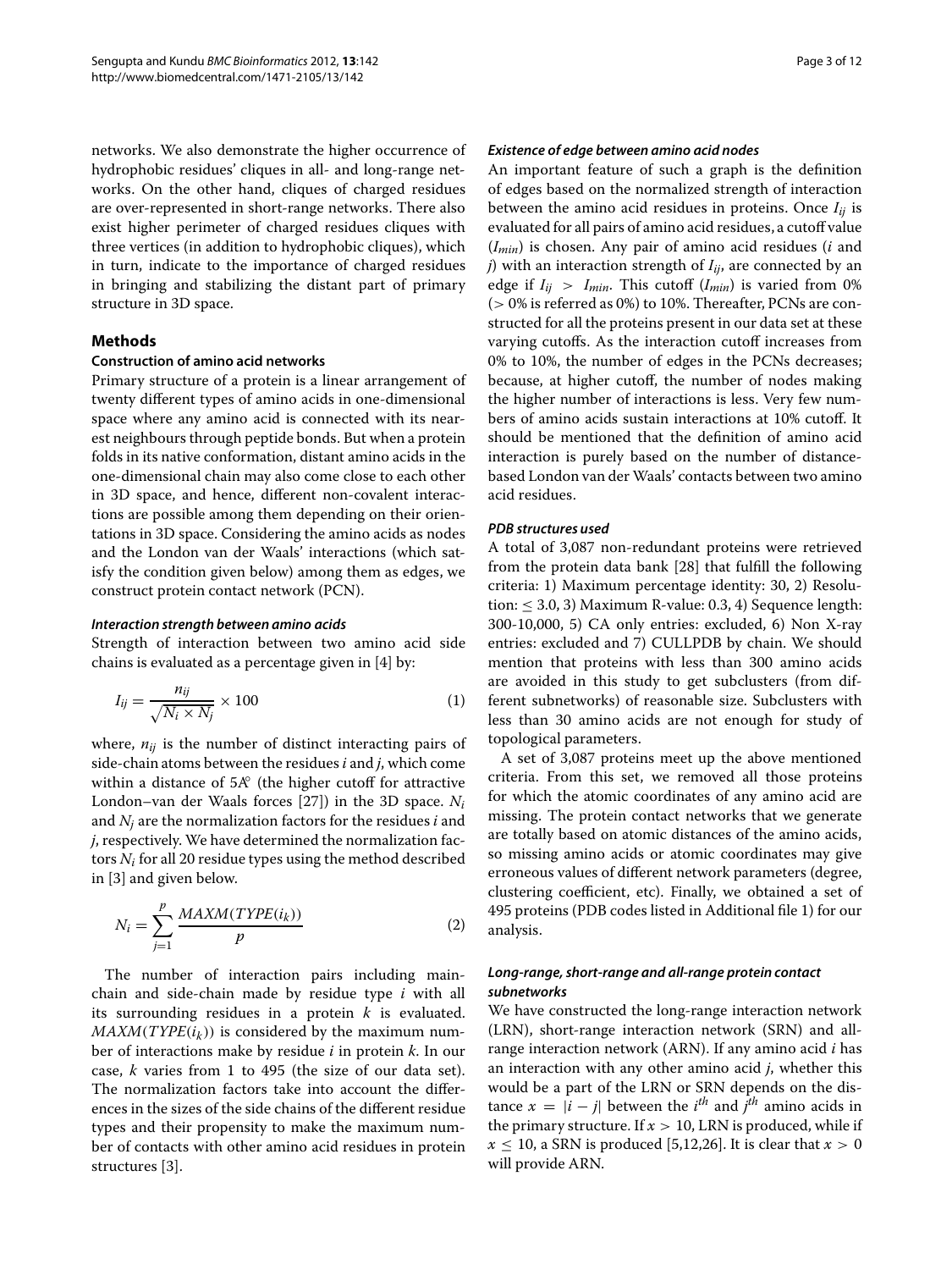networks. We also demonstrate the higher occurrence of hydrophobic residues' cliques in all- and long-range networks. On the other hand, cliques of charged residues are over-represented in short-range networks. There also exist higher perimeter of charged residues cliques with three vertices (in addition to hydrophobic cliques), which in turn, indicate to the importance of charged residues in bringing and stabilizing the distant part of primary structure in 3D space.

## Methods

### Construction of amino acid networks

Primary structure of a protein is a linear arrangement of twenty different types of amino acids in one-dimensional space where any amino acid is connected with its nearest neighbours through peptide bonds. But when a protein folds in its native conformation, distant amino acids in the one-dimensional chain may also come close to each other in 3D space, and hence, different non-covalent interactions are possible among them depending on their orientations in 3D space. Considering the amino acids as nodes and the London van der Waals' interactions (which satisfy the condition given below) among them as edges, we construct protein contact network (PCN).

#### *Interaction strength between amino acids*

Strength of interaction between two amino acid side chains is evaluated as a percentage given in [4] by:

$$I_{ij} = \frac{n_{ij}}{\sqrt{N_i \times N_j}} \times 100 \tag{1}$$

where, $n_{ij}$ is the number of distinct interacting pairs of side-chain atoms between the residues $i$ and $j$, which come within a distance of 5Å (the higher cutoff for attractive London–van der Waals forces [27]) in the 3D space. $N_i$ and $N_j$ are the normalization factors for the residues $i$ and $j$, respectively. We have determined the normalization factors $N_i$ for all 20 residue types using the method described in [3] and given below.

$$N_i = \sum_{j=1}^{p} \frac{MAXM(TYPE(i_k))}{p} \tag{2}$$

The number of interaction pairs including main-chain and side-chain made by residue type $i$ with all its surrounding residues in a protein $k$ is evaluated. $MAXM(TYPE(i_k))$ is considered by the maximum number of interactions make by residue $i$ in protein $k$. In our case, $k$ varies from 1 to 495 (the size of our data set). The normalization factors take into account the differences in the sizes of the side chains of the different residue types and their propensity to make the maximum number of contacts with other amino acid residues in protein structures [3].

#### *Existence of edge between amino acid nodes*

An important feature of such a graph is the definition of edges based on the normalized strength of interaction between the amino acid residues in proteins. Once $I_{ij}$ is evaluated for all pairs of amino acid residues, a cutoff value ($I_{min}$) is chosen. Any pair of amino acid residues ($i$ and $j$) with an interaction strength of $I_{ij}$, are connected by an edge if $I_{ij} > I_{min}$. This cutoff ($I_{min}$) is varied from 0% (> 0% is referred as 0%) to 10%. Thereafter, PCNs are constructed for all the proteins present in our data set at these varying cutoffs. As the interaction cutoff increases from 0% to 10%, the number of edges in the PCNs decreases; because, at higher cutoff, the number of nodes making the higher number of interactions is less. Very few numbers of amino acids sustain interactions at 10% cutoff. It should be mentioned that the definition of amino acid interaction is purely based on the number of distance-based London van der Waals' contacts between two amino acid residues.

#### *PDB structures used*

A total of 3,087 non-redundant proteins were retrieved from the protein data bank [28] that fulfill the following criteria: 1) Maximum percentage identity: 30, 2) Resolution: ≤ 3.0, 3) Maximum R-value: 0.3, 4) Sequence length: 300-10,000, 5) CA only entries: excluded, 6) Non X-ray entries: excluded and 7) CULLPDB by chain. We should mention that proteins with less than 300 amino acids are avoided in this study to get subclusters (from different subnetworks) of reasonable size. Subclusters with less than 30 amino acids are not enough for study of topological parameters.

A set of 3,087 proteins meet up the above mentioned criteria. From this set, we removed all those proteins for which the atomic coordinates of any amino acid are missing. The protein contact networks that we generate are totally based on atomic distances of the amino acids, so missing amino acids or atomic coordinates may give erroneous values of different network parameters (degree, clustering coefficient, etc). Finally, we obtained a set of 495 proteins (PDB codes listed in Additional file 1) for our analysis.

#### *Long-range, short-range and all-range protein contact subnetworks*

We have constructed the long-range interaction network (LRN), short-range interaction network (SRN) and all-range interaction network (ARN). If any amino acid $i$ has an interaction with any other amino acid $j$, whether this would be a part of the LRN or SRN depends on the distance $x = |i - j|$ between the $i^{th}$ and $j^{th}$ amino acids in the primary structure. If $x > 10$, LRN is produced, while if $x \leq 10$, a SRN is produced [5,12,26]. It is clear that $x > 0$ will provide ARN.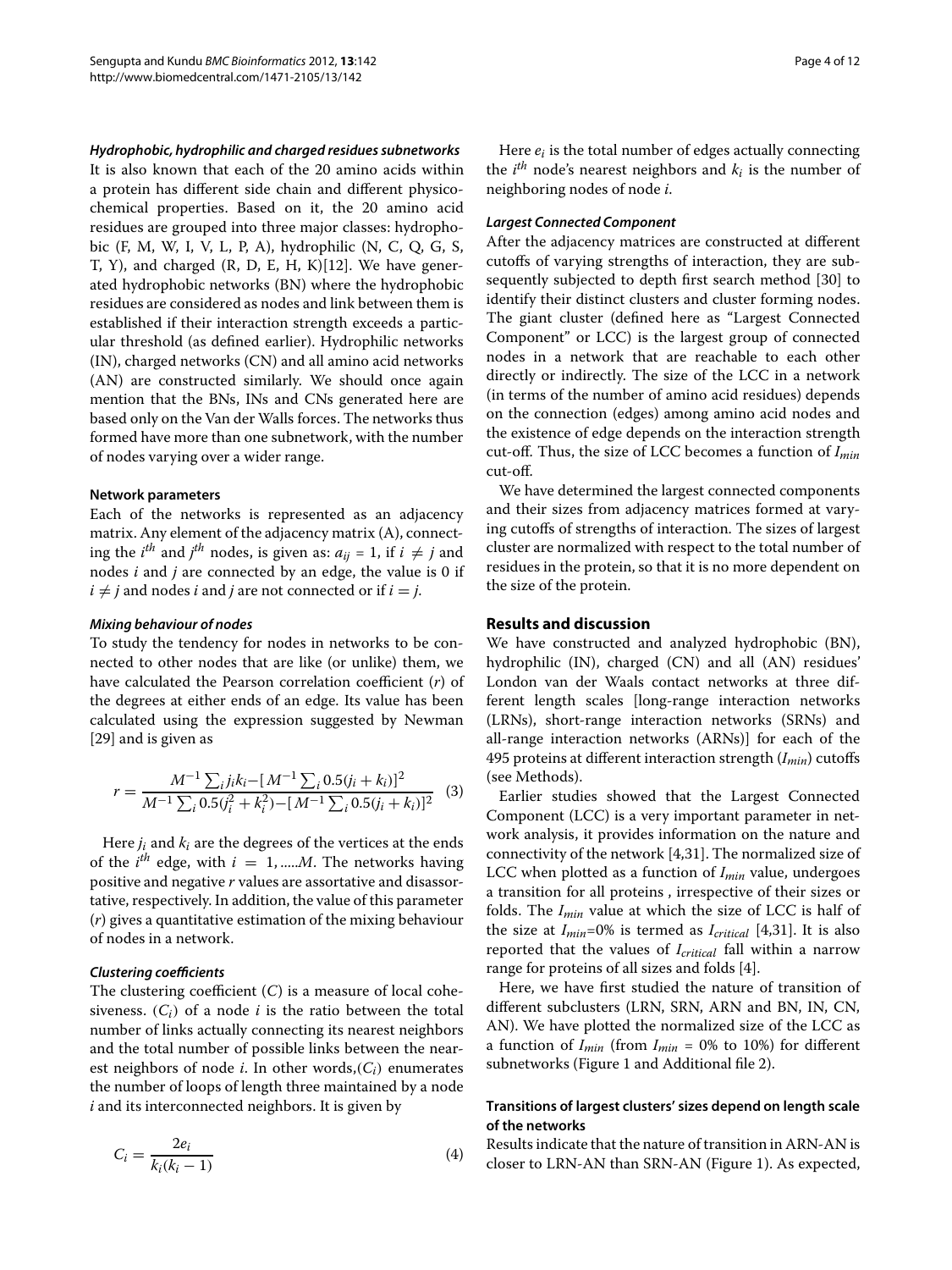#### *Hydrophobic, hydrophilic and charged residues subnetworks*

It is also known that each of the 20 amino acids within a protein has different side chain and different physicochemical properties. Based on it, the 20 amino acid residues are grouped into three major classes: hydrophobic (F, M, W, I, V, L, P, A), hydrophilic (N, C, Q, G, S, T, Y), and charged (R, D, E, H, K)[12]. We have generated hydrophobic networks (BN) where the hydrophobic residues are considered as nodes and link between them is established if their interaction strength exceeds a particular threshold (as defined earlier). Hydrophilic networks (IN), charged networks (CN) and all amino acid networks (AN) are constructed similarly. We should once again mention that the BNs, INs and CNs generated here are based only on the Van der Walls forces. The networks thus formed have more than one subnetwork, with the number of nodes varying over a wider range.

### Network parameters

Each of the networks is represented as an adjacency matrix. Any element of the adjacency matrix (A), connecting the $i^{th}$ and $j^{th}$ nodes, is given as: $a_{ij} = 1$, if $i \neq j$ and nodes $i$ and $j$ are connected by an edge, the value is 0 if $i \neq j$ and nodes $i$ and $j$ are not connected or if $i = j$.

#### *Mixing behaviour of nodes*

To study the tendency for nodes in networks to be connected to other nodes that are like (or unlike) them, we have calculated the Pearson correlation coefficient ($r$) of the degrees at either ends of an edge. Its value has been calculated using the expression suggested by Newman [29] and is given as

$$r = \frac{M^{-1}\sum_i j_i k_i - [M^{-1}\sum_i 0.5(j_i + k_i)]^2}{M^{-1}\sum_i 0.5(j_i^2 + k_i^2) - [M^{-1}\sum_i 0.5(j_i + k_i)]^2} \quad (3)$$

Here $j_i$ and $k_i$ are the degrees of the vertices at the ends of the $i^{th}$ edge, with $i = 1, .....M$. The networks having positive and negative $r$ values are assortative and disassortative, respectively. In addition, the value of this parameter ($r$) gives a quantitative estimation of the mixing behaviour of nodes in a network.

#### *Clustering coefficients*

The clustering coefficient ($C$) is a measure of local cohesiveness. ($C_i$) of a node $i$ is the ratio between the total number of links actually connecting its nearest neighbors and the total number of possible links between the nearest neighbors of node $i$. In other words,($C_i$) enumerates the number of loops of length three maintained by a node $i$ and its interconnected neighbors. It is given by

$$C_i = \frac{2e_i}{k_i(k_i - 1)} \quad (4)$$

Here $e_i$ is the total number of edges actually connecting the $i^{th}$ node's nearest neighbors and $k_i$ is the number of neighboring nodes of node $i$.

#### *Largest Connected Component*

After the adjacency matrices are constructed at different cutoffs of varying strengths of interaction, they are subsequently subjected to depth first search method [30] to identify their distinct clusters and cluster forming nodes. The giant cluster (defined here as "Largest Connected Component" or LCC) is the largest group of connected nodes in a network that are reachable to each other directly or indirectly. The size of the LCC in a network (in terms of the number of amino acid residues) depends on the connection (edges) among amino acid nodes and the existence of edge depends on the interaction strength cut-off. Thus, the size of LCC becomes a function of $I_{min}$ cut-off.

We have determined the largest connected components and their sizes from adjacency matrices formed at varying cutoffs of strengths of interaction. The sizes of largest cluster are normalized with respect to the total number of residues in the protein, so that it is no more dependent on the size of the protein.

## Results and discussion

We have constructed and analyzed hydrophobic (BN), hydrophilic (IN), charged (CN) and all (AN) residues' London van der Waals contact networks at three different length scales [long-range interaction networks (LRNs), short-range interaction networks (SRNs) and all-range interaction networks (ARNs)] for each of the 495 proteins at different interaction strength ($I_{min}$) cutoffs (see Methods).

Earlier studies showed that the Largest Connected Component (LCC) is a very important parameter in network analysis, it provides information on the nature and connectivity of the network [4,31]. The normalized size of LCC when plotted as a function of $I_{min}$ value, undergoes a transition for all proteins , irrespective of their sizes or folds. The $I_{min}$ value at which the size of LCC is half of the size at $I_{min}$=0% is termed as $I_{critical}$ [4,31]. It is also reported that the values of $I_{critical}$ fall within a narrow range for proteins of all sizes and folds [4].

Here, we have first studied the nature of transition of different subclusters (LRN, SRN, ARN and BN, IN, CN, AN). We have plotted the normalized size of the LCC as a function of $I_{min}$ (from $I_{min}$ = 0% to 10%) for different subnetworks (Figure 1 and Additional file 2).

### Transitions of largest clusters' sizes depend on length scale of the networks

Results indicate that the nature of transition in ARN-AN is closer to LRN-AN than SRN-AN (Figure 1). As expected,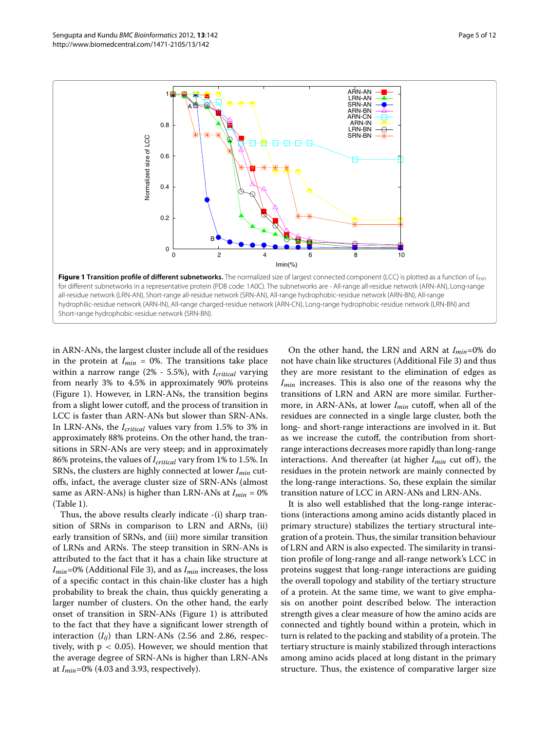**Figure 1 Transition profile of different subnetworks.** The normalized size of largest connected component (LCC) is plotted as a function of $I_{min}$ for different subnetworks in a representative protein (PDB code: 1A0C). The subnetworks are - All-range all-residue network (ARN-AN), Long-range all-residue network (LRN-AN), Short-range all-residue network (SRN-AN), All-range hydrophobic-residue network (ARN-BN), All-range hydrophilic-residue network (ARN-IN), All-range charged-residue network (ARN-CN), Long-range hydrophobic-residue network (LRN-BN) and Short-range hydrophobic-residue network (SRN-BN).

in ARN-ANs, the largest cluster include all of the residues in the protein at $I_{min}$ = 0%. The transitions take place within a narrow range (2% - 5.5%), with $I_{critical}$ varying from nearly 3% to 4.5% in approximately 90% proteins (Figure 1). However, in LRN-ANs, the transition begins from a slight lower cutoff, and the process of transition in LCC is faster than ARN-ANs but slower than SRN-ANs. In LRN-ANs, the $I_{critical}$ values vary from 1.5% to 3% in approximately 88% proteins. On the other hand, the transitions in SRN-ANs are very steep; and in approximately 86% proteins, the values of $I_{critical}$ vary from 1% to 1.5%. In SRNs, the clusters are highly connected at lower $I_{min}$ cutoffs, infact, the average cluster size of SRN-ANs (almost same as ARN-ANs) is higher than LRN-ANs at $I_{min}$ = 0% (Table 1).

Thus, the above results clearly indicate -(i) sharp transition of SRNs in comparison to LRN and ARNs, (ii) early transition of SRNs, and (iii) more similar transition of LRNs and ARNs. The steep transition in SRN-ANs is attributed to the fact that it has a chain like structure at $I_{min}$=0% (Additional File 3), and as $I_{min}$ increases, the loss of a specific contact in this chain-like cluster has a high probability to break the chain, thus quickly generating a larger number of clusters. On the other hand, the early onset of transition in SRN-ANs (Figure 1) is attributed to the fact that they have a significant lower strength of interaction ($I_{ij}$) than LRN-ANs (2.56 and 2.86, respectively, with $p < 0.05$). However, we should mention that the average degree of SRN-ANs is higher than LRN-ANs at $I_{min}$=0% (4.03 and 3.93, respectively).

On the other hand, the LRN and ARN at $I_{min}$=0% do not have chain like structures (Additional File 3) and thus they are more resistant to the elimination of edges as $I_{min}$ increases. This is also one of the reasons why the transitions of LRN and ARN are more similar. Furthermore, in ARN-ANs, at lower $I_{min}$ cutoff, when all of the residues are connected in a single large cluster, both the long- and short-range interactions are involved in it. But as we increase the cutoff, the contribution from short-range interactions decreases more rapidly than long-range interactions. And thereafter (at higher $I_{min}$ cut off), the residues in the protein network are mainly connected by the long-range interactions. So, these explain the similar transition nature of LCC in ARN-ANs and LRN-ANs.

It is also well established that the long-range interactions (interactions among amino acids distantly placed in primary structure) stabilizes the tertiary structural integration of a protein. Thus, the similar transition behaviour of LRN and ARN is also expected. The similarity in transition profile of long-range and all-range network's LCC in proteins suggest that long-range interactions are guiding the overall topology and stability of the tertiary structure of a protein. At the same time, we want to give emphasis on another point described below. The interaction strength gives a clear measure of how the amino acids are connected and tightly bound within a protein, which in turn is related to the packing and stability of a protein. The tertiary structure is mainly stabilized through interactions among amino acids placed at long distant in the primary structure. Thus, the existence of comparative larger size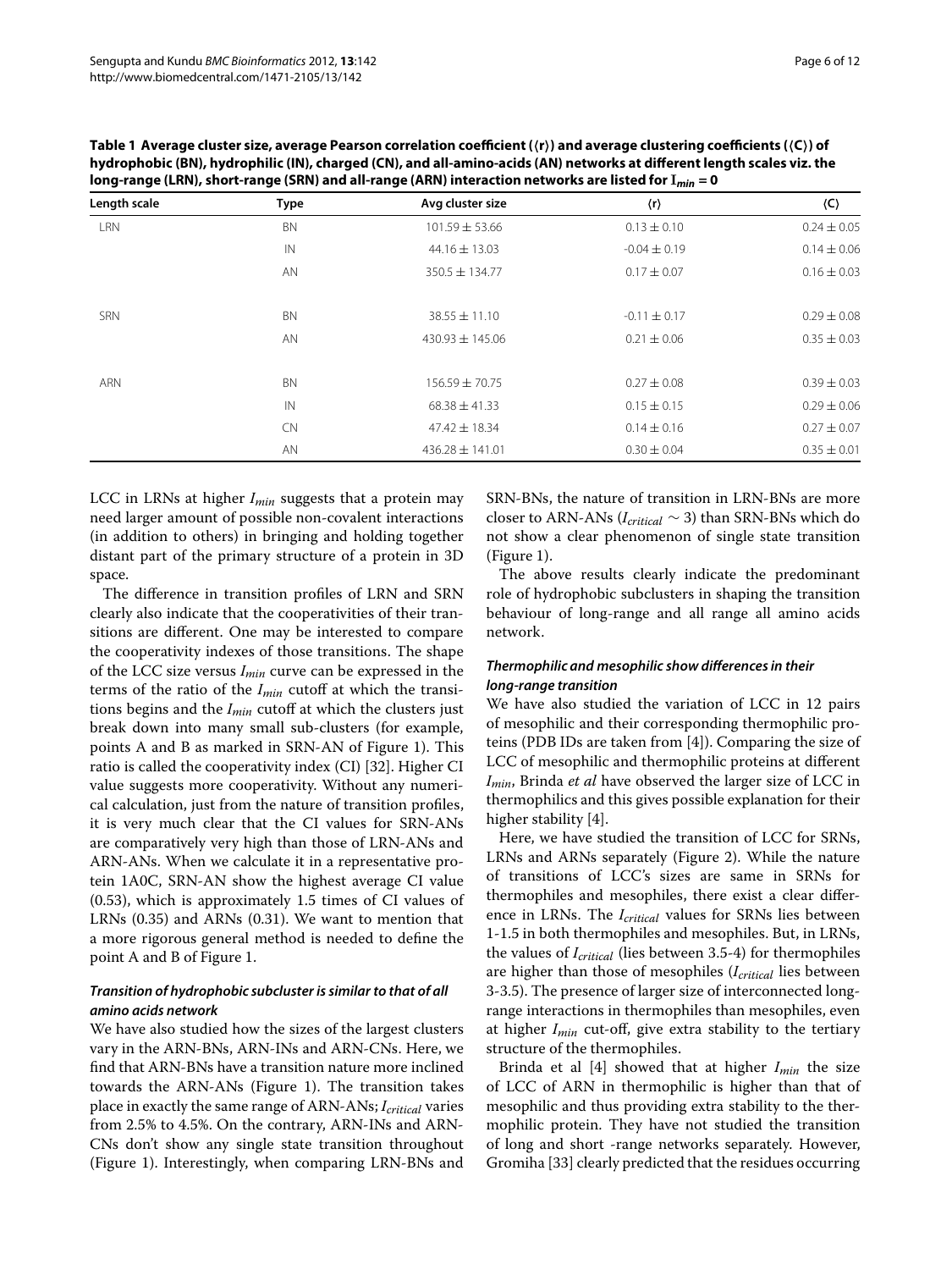**Table 1 Average cluster size, average Pearson correlation coefficient (⟨r⟩) and average clustering coefficients (⟨C⟩) of hydrophobic (BN), hydrophilic (IN), charged (CN), and all-amino-acids (AN) networks at different length scales viz. the long-range (LRN), short-range (SRN) and all-range (ARN) interaction networks are listed for $I_{min} = 0$**

| Length scale | Type | Avg cluster size | ⟨r⟩ | ⟨C⟩ |
|---|---|---|---|---|
| LRN | BN | 101.59 ± 53.66 | 0.13 ± 0.10 | 0.24 ± 0.05 |
| | IN | 44.16 ± 13.03 | -0.04 ± 0.19 | 0.14 ± 0.06 |
| | AN | 350.5 ± 134.77 | 0.17 ± 0.07 | 0.16 ± 0.03 |
| SRN | BN | 38.55 ± 11.10 | -0.11 ± 0.17 | 0.29 ± 0.08 |
| | AN | 430.93 ± 145.06 | 0.21 ± 0.06 | 0.35 ± 0.03 |
| ARN | BN | 156.59 ± 70.75 | 0.27 ± 0.08 | 0.39 ± 0.03 |
| | IN | 68.38 ± 41.33 | 0.15 ± 0.15 | 0.29 ± 0.06 |
| | CN | 47.42 ± 18.34 | 0.14 ± 0.16 | 0.27 ± 0.07 |
| | AN | 436.28 ± 141.01 | 0.30 ± 0.04 | 0.35 ± 0.01 |

LCC in LRNs at higher $I_{min}$ suggests that a protein may need larger amount of possible non-covalent interactions (in addition to others) in bringing and holding together distant part of the primary structure of a protein in 3D space.

The difference in transition profiles of LRN and SRN clearly also indicate that the cooperativities of their transitions are different. One may be interested to compare the cooperativity indexes of those transitions. The shape of the LCC size versus $I_{min}$ curve can be expressed in the terms of the ratio of the $I_{min}$ cutoff at which the transitions begins and the $I_{min}$ cutoff at which the clusters just break down into many small sub-clusters (for example, points A and B as marked in SRN-AN of Figure 1). This ratio is called the cooperativity index (CI) [32]. Higher CI value suggests more cooperativity. Without any numerical calculation, just from the nature of transition profiles, it is very much clear that the CI values for SRN-ANs are comparatively very high than those of LRN-ANs and ARN-ANs. When we calculate it in a representative protein 1A0C, SRN-AN show the highest average CI value (0.53), which is approximately 1.5 times of CI values of LRNs (0.35) and ARNs (0.31). We want to mention that a more rigorous general method is needed to define the point A and B of Figure 1.

### *Transition of hydrophobic subcluster is similar to that of all amino acids network*

We have also studied how the sizes of the largest clusters vary in the ARN-BNs, ARN-INs and ARN-CNs. Here, we find that ARN-BNs have a transition nature more inclined towards the ARN-ANs (Figure 1). The transition takes place in exactly the same range of ARN-ANs; $I_{critical}$ varies from 2.5% to 4.5%. On the contrary, ARN-INs and ARN-CNs don't show any single state transition throughout (Figure 1). Interestingly, when comparing LRN-BNs and SRN-BNs, the nature of transition in LRN-BNs are more closer to ARN-ANs ($I_{critical} \sim 3$) than SRN-BNs which do not show a clear phenomenon of single state transition (Figure 1).

The above results clearly indicate the predominant role of hydrophobic subclusters in shaping the transition behaviour of long-range and all range all amino acids network.

### *Thermophilic and mesophilic show differences in their long-range transition*

We have also studied the variation of LCC in 12 pairs of mesophilic and their corresponding thermophilic proteins (PDB IDs are taken from [4]). Comparing the size of LCC of mesophilic and thermophilic proteins at different $I_{min}$, Brinda *et al* have observed the larger size of LCC in thermophilics and this gives possible explanation for their higher stability [4].

Here, we have studied the transition of LCC for SRNs, LRNs and ARNs separately (Figure 2). While the nature of transitions of LCC's sizes are same in SRNs for thermophiles and mesophiles, there exist a clear difference in LRNs. The $I_{critical}$ values for SRNs lies between 1-1.5 in both thermophiles and mesophiles. But, in LRNs, the values of $I_{critical}$ (lies between 3.5-4) for thermophiles are higher than those of mesophiles ($I_{critical}$ lies between 3-3.5). The presence of larger size of interconnected long-range interactions in thermophiles than mesophiles, even at higher $I_{min}$ cut-off, give extra stability to the tertiary structure of the thermophiles.

Brinda et al [4] showed that at higher $I_{min}$ the size of LCC of ARN in thermophilic is higher than that of mesophilic and thus providing extra stability to the thermophilic protein. They have not studied the transition of long and short -range networks separately. However, Gromiha [33] clearly predicted that the residues occurring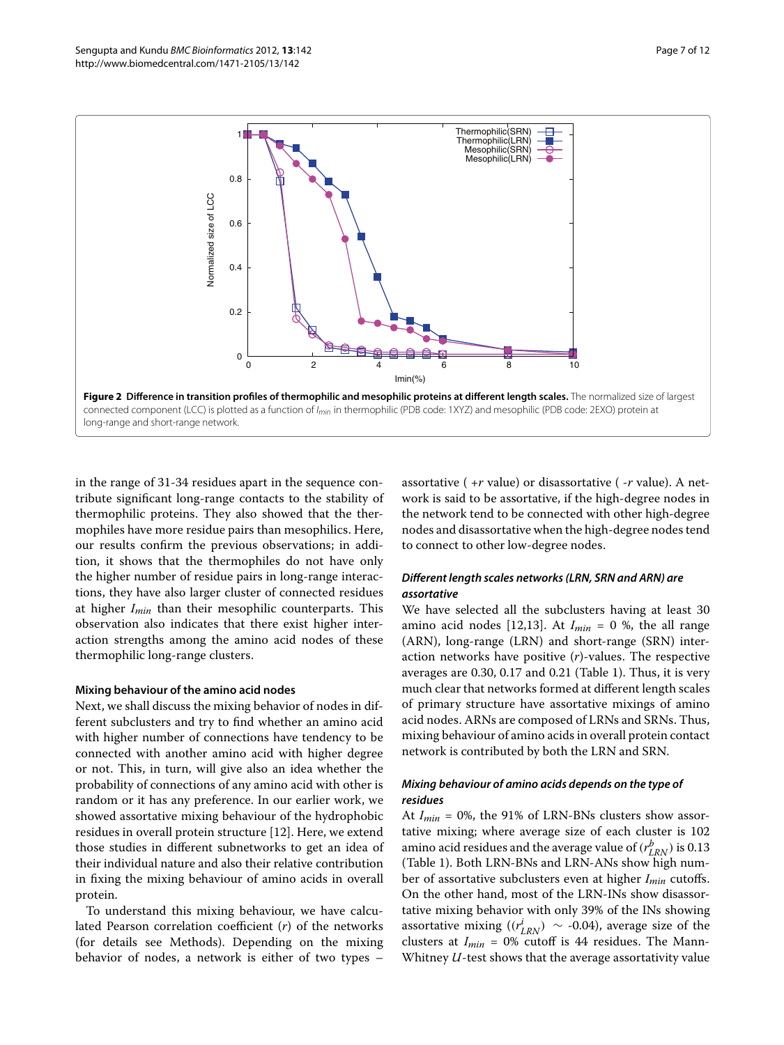**Figure 2 Difference in transition profiles of thermophilic and mesophilic proteins at different length scales.** The normalized size of largest connected component (LCC) is plotted as a function of $I_{min}$ in thermophilic (PDB code: 1XYZ) and mesophilic (PDB code: 2EXO) protein at long-range and short-range network.

in the range of 31-34 residues apart in the sequence contribute significant long-range contacts to the stability of thermophilic proteins. They also showed that the thermophiles have more residue pairs than mesophilics. Here, our results confirm the previous observations; in addition, it shows that the thermophiles do not have only the higher number of residue pairs in long-range interactions, they have also larger cluster of connected residues at higher $I_{min}$ than their mesophilic counterparts. This observation also indicates that there exist higher interaction strengths among the amino acid nodes of these thermophilic long-range clusters.

### Mixing behaviour of the amino acid nodes

Next, we shall discuss the mixing behavior of nodes in different subclusters and try to find whether an amino acid with higher number of connections have tendency to be connected with another amino acid with higher degree or not. This, in turn, will give also an idea whether the probability of connections of any amino acid with other is random or it has any preference. In our earlier work, we showed assortative mixing behaviour of the hydrophobic residues in overall protein structure [12]. Here, we extend those studies in different subnetworks to get an idea of their individual nature and also their relative contribution in fixing the mixing behaviour of amino acids in overall protein.

To understand this mixing behaviour, we have calculated Pearson correlation coefficient ($r$) of the networks (for details see Methods). Depending on the mixing behavior of nodes, a network is either of two types – assortative ( $+r$ value) or disassortative ( $-r$ value). A network is said to be assortative, if the high-degree nodes in the network tend to be connected with other high-degree nodes and disassortative when the high-degree nodes tend to connect to other low-degree nodes.

#### *Different length scales networks (LRN, SRN and ARN) are assortative*

We have selected all the subclusters having at least 30 amino acid nodes [12,13]. At $I_{min}$ = 0 %, the all range (ARN), long-range (LRN) and short-range (SRN) interaction networks have positive ($r$)-values. The respective averages are 0.30, 0.17 and 0.21 (Table 1). Thus, it is very much clear that networks formed at different length scales of primary structure have assortative mixings of amino acid nodes. ARNs are composed of LRNs and SRNs. Thus, mixing behaviour of amino acids in overall protein contact network is contributed by both the LRN and SRN.

#### *Mixing behaviour of amino acids depends on the type of residues*

At $I_{min}$ = 0%, the 91% of LRN-BNs clusters show assortative mixing; where average size of each cluster is 102 amino acid residues and the average value of $(r^{b}_{LRN})$ is 0.13 (Table 1). Both LRN-BNs and LRN-ANs show high number of assortative subclusters even at higher $I_{min}$ cutoffs. On the other hand, most of the LRN-INs show disassortative mixing behavior with only 39% of the INs showing assortative mixing $(\langle r^{i}_{LRN}\rangle \sim$ -0.04), average size of the clusters at $I_{min}$ = 0% cutoff is 44 residues. The Mann-Whitney $U$-test shows that the average assortativity value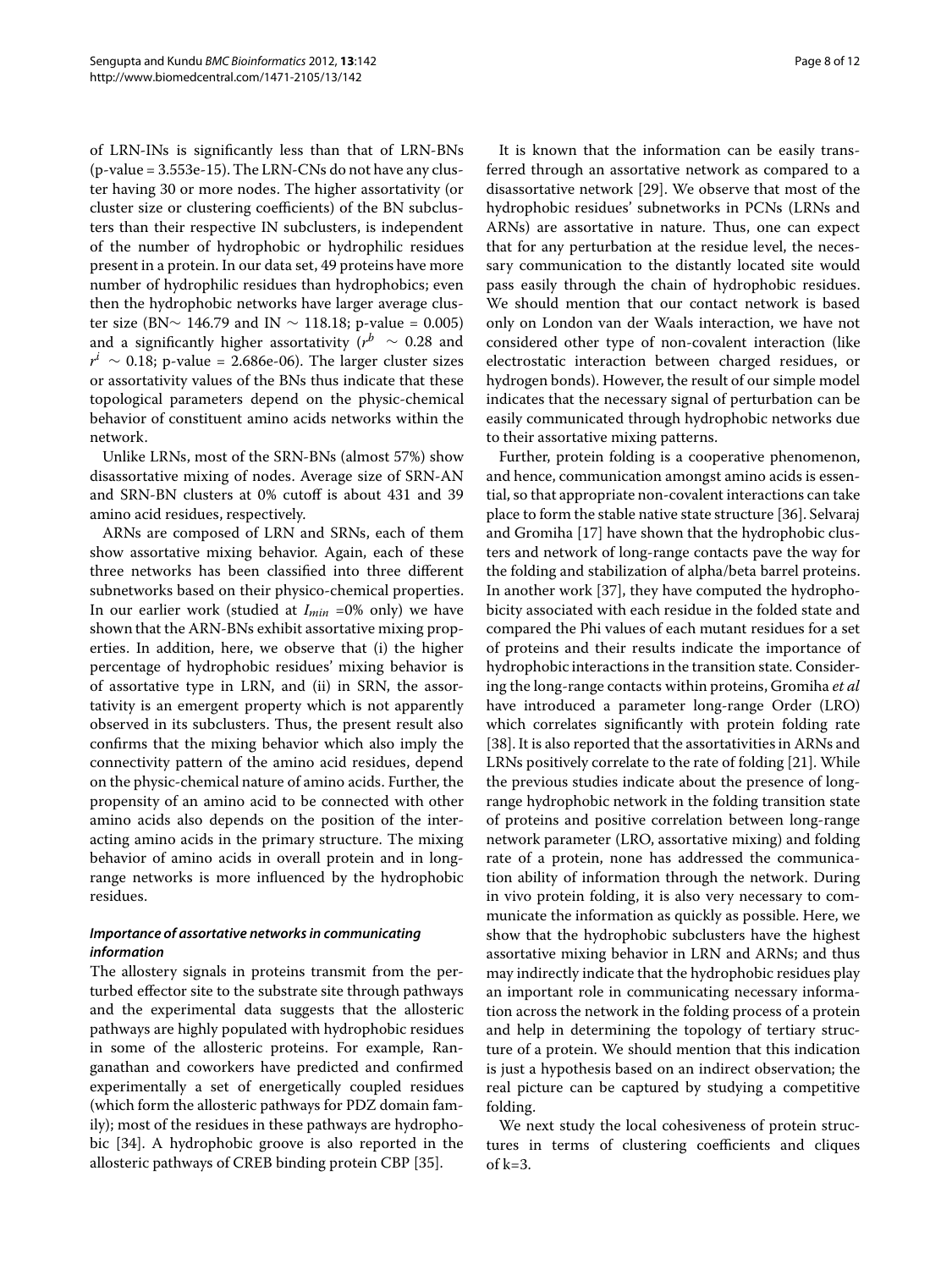of LRN-INs is significantly less than that of LRN-BNs (p-value = 3.553e-15). The LRN-CNs do not have any cluster having 30 or more nodes. The higher assortativity (or cluster size or clustering coefficients) of the BN subclusters than their respective IN subclusters, is independent of the number of hydrophobic or hydrophilic residues present in a protein. In our data set, 49 proteins have more number of hydrophilic residues than hydrophobics; even then the hydrophobic networks have larger average cluster size (BN$\sim$ 146.79 and IN $\sim$ 118.18; p-value = 0.005) and a significantly higher assortativity ($r^b$ $\sim$ 0.28 and $r^i$ $\sim$ 0.18; p-value = 2.686e-06). The larger cluster sizes or assortativity values of the BNs thus indicate that these topological parameters depend on the physic-chemical behavior of constituent amino acids networks within the network.

Unlike LRNs, most of the SRN-BNs (almost 57%) show disassortative mixing of nodes. Average size of SRN-AN and SRN-BN clusters at 0% cutoff is about 431 and 39 amino acid residues, respectively.

ARNs are composed of LRN and SRNs, each of them show assortative mixing behavior. Again, each of these three networks has been classified into three different subnetworks based on their physico-chemical properties. In our earlier work (studied at $I_{min}$ =0% only) we have shown that the ARN-BNs exhibit assortative mixing properties. In addition, here, we observe that (i) the higher percentage of hydrophobic residues' mixing behavior is of assortative type in LRN, and (ii) in SRN, the assortativity is an emergent property which is not apparently observed in its subclusters. Thus, the present result also confirms that the mixing behavior which also imply the connectivity pattern of the amino acid residues, depend on the physic-chemical nature of amino acids. Further, the propensity of an amino acid to be connected with other amino acids also depends on the position of the interacting amino acids in the primary structure. The mixing behavior of amino acids in overall protein and in long-range networks is more influenced by the hydrophobic residues.

#### *Importance of assortative networks in communicating information*

The allostery signals in proteins transmit from the perturbed effector site to the substrate site through pathways and the experimental data suggests that the allosteric pathways are highly populated with hydrophobic residues in some of the allosteric proteins. For example, Ranganathan and coworkers have predicted and confirmed experimentally a set of energetically coupled residues (which form the allosteric pathways for PDZ domain family); most of the residues in these pathways are hydrophobic [34]. A hydrophobic groove is also reported in the allosteric pathways of CREB binding protein CBP [35].

It is known that the information can be easily transferred through an assortative network as compared to a disassortative network [29]. We observe that most of the hydrophobic residues' subnetworks in PCNs (LRNs and ARNs) are assortative in nature. Thus, one can expect that for any perturbation at the residue level, the necessary communication to the distantly located site would pass easily through the chain of hydrophobic residues. We should mention that our contact network is based only on London van der Waals interaction, we have not considered other type of non-covalent interaction (like electrostatic interaction between charged residues, or hydrogen bonds). However, the result of our simple model indicates that the necessary signal of perturbation can be easily communicated through hydrophobic networks due to their assortative mixing patterns.

Further, protein folding is a cooperative phenomenon, and hence, communication amongst amino acids is essential, so that appropriate non-covalent interactions can take place to form the stable native state structure [36]. Selvaraj and Gromiha [17] have shown that the hydrophobic clusters and network of long-range contacts pave the way for the folding and stabilization of alpha/beta barrel proteins. In another work [37], they have computed the hydrophobicity associated with each residue in the folded state and compared the Phi values of each mutant residues for a set of proteins and their results indicate the importance of hydrophobic interactions in the transition state. Considering the long-range contacts within proteins, Gromiha *et al* have introduced a parameter long-range Order (LRO) which correlates significantly with protein folding rate [38]. It is also reported that the assortativities in ARNs and LRNs positively correlate to the rate of folding [21]. While the previous studies indicate about the presence of long-range hydrophobic network in the folding transition state of proteins and positive correlation between long-range network parameter (LRO, assortative mixing) and folding rate of a protein, none has addressed the communication ability of information through the network. During in vivo protein folding, it is also very necessary to communicate the information as quickly as possible. Here, we show that the hydrophobic subclusters have the highest assortative mixing behavior in LRN and ARNs; and thus may indirectly indicate that the hydrophobic residues play an important role in communicating necessary information across the network in the folding process of a protein and help in determining the topology of tertiary structure of a protein. We should mention that this indication is just a hypothesis based on an indirect observation; the real picture can be captured by studying a competitive folding.

We next study the local cohesiveness of protein structures in terms of clustering coefficients and cliques of k=3.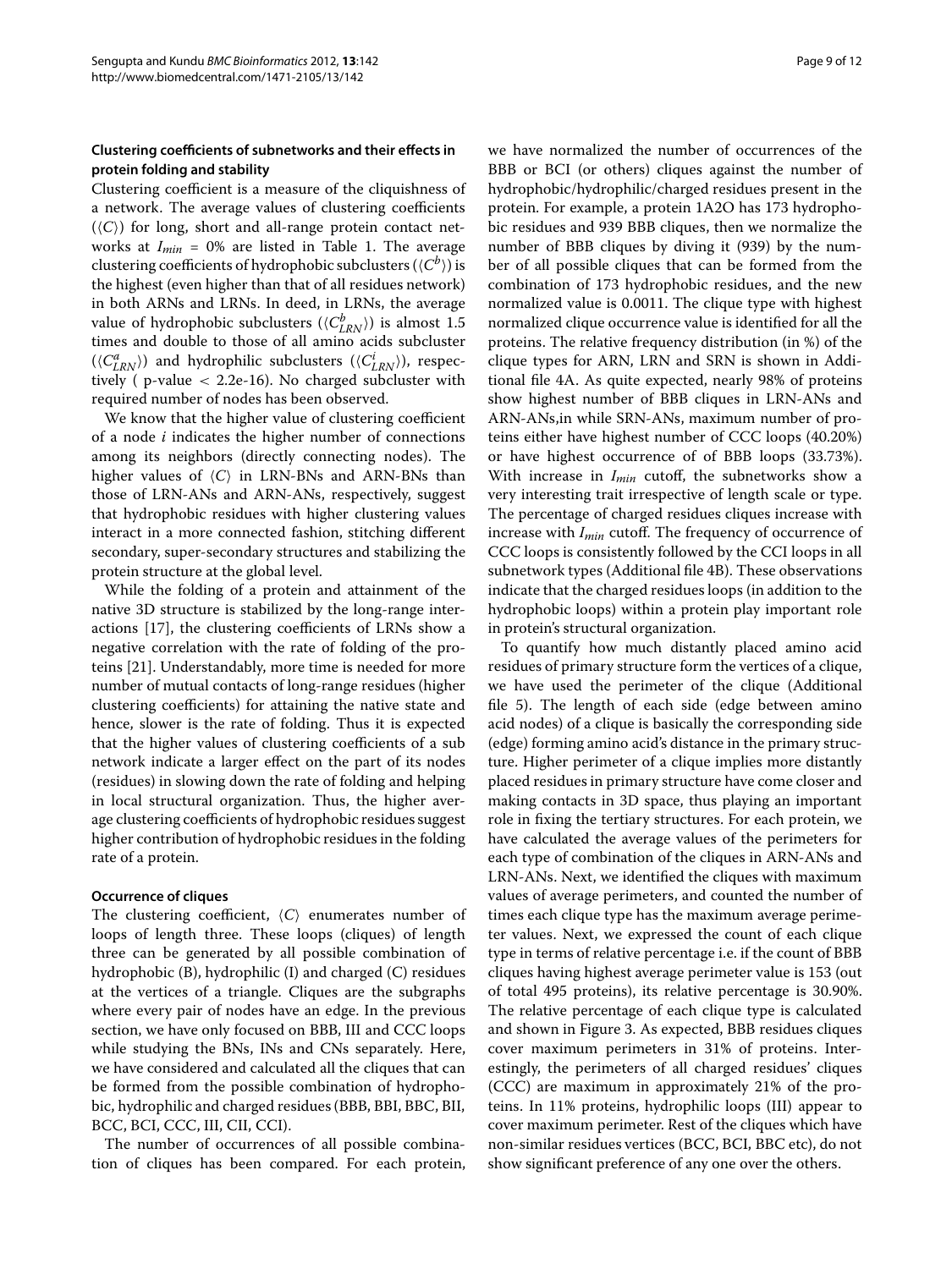### Clustering coefficients of subnetworks and their effects in protein folding and stability

Clustering coefficient is a measure of the cliquishness of a network. The average values of clustering coefficients ($\langle C \rangle$) for long, short and all-range protein contact networks at $I_{min}$ = 0% are listed in Table 1. The average clustering coefficients of hydrophobic subclusters ($\langle C^b \rangle$) is the highest (even higher than that of all residues network) in both ARNs and LRNs. In deed, in LRNs, the average value of hydrophobic subclusters ($\langle C^b_{LRN} \rangle$) is almost 1.5 times and double to those of all amino acids subcluster ($\langle C^a_{LRN} \rangle$) and hydrophilic subclusters ($\langle C^i_{LRN} \rangle$), respectively ( p-value < 2.2e-16). No charged subcluster with required number of nodes has been observed.

We know that the higher value of clustering coefficient of a node *i* indicates the higher number of connections among its neighbors (directly connecting nodes). The higher values of $\langle C \rangle$ in LRN-BNs and ARN-BNs than those of LRN-ANs and ARN-ANs, respectively, suggest that hydrophobic residues with higher clustering values interact in a more connected fashion, stitching different secondary, super-secondary structures and stabilizing the protein structure at the global level.

While the folding of a protein and attainment of the native 3D structure is stabilized by the long-range interactions [17], the clustering coefficients of LRNs show a negative correlation with the rate of folding of the proteins [21]. Understandably, more time is needed for more number of mutual contacts of long-range residues (higher clustering coefficients) for attaining the native state and hence, slower is the rate of folding. Thus it is expected that the higher values of clustering coefficients of a sub network indicate a larger effect on the part of its nodes (residues) in slowing down the rate of folding and helping in local structural organization. Thus, the higher average clustering coefficients of hydrophobic residues suggest higher contribution of hydrophobic residues in the folding rate of a protein.

### Occurrence of cliques

The clustering coefficient, $\langle C \rangle$ enumerates number of loops of length three. These loops (cliques) of length three can be generated by all possible combination of hydrophobic (B), hydrophilic (I) and charged (C) residues at the vertices of a triangle. Cliques are the subgraphs where every pair of nodes have an edge. In the previous section, we have only focused on BBB, III and CCC loops while studying the BNs, INs and CNs separately. Here, we have considered and calculated all the cliques that can be formed from the possible combination of hydrophobic, hydrophilic and charged residues (BBB, BBI, BBC, BII, BCC, BCI, CCC, III, CII, CCI).

The number of occurrences of all possible combination of cliques has been compared. For each protein, we have normalized the number of occurrences of the BBB or BCI (or others) cliques against the number of hydrophobic/hydrophilic/charged residues present in the protein. For example, a protein 1A2O has 173 hydrophobic residues and 939 BBB cliques, then we normalize the number of BBB cliques by diving it (939) by the number of all possible cliques that can be formed from the combination of 173 hydrophobic residues, and the new normalized value is 0.0011. The clique type with highest normalized clique occurrence value is identified for all the proteins. The relative frequency distribution (in %) of the clique types for ARN, LRN and SRN is shown in Additional file 4A. As quite expected, nearly 98% of proteins show highest number of BBB cliques in LRN-ANs and ARN-ANs,in while SRN-ANs, maximum number of proteins either have highest number of CCC loops (40.20%) or have highest occurrence of of BBB loops (33.73%). With increase in $I_{min}$ cutoff, the subnetworks show a very interesting trait irrespective of length scale or type. The percentage of charged residues cliques increase with increase with $I_{min}$ cutoff. The frequency of occurrence of CCC loops is consistently followed by the CCI loops in all subnetwork types (Additional file 4B). These observations indicate that the charged residues loops (in addition to the hydrophobic loops) within a protein play important role in protein's structural organization.

To quantify how much distantly placed amino acid residues of primary structure form the vertices of a clique, we have used the perimeter of the clique (Additional file 5). The length of each side (edge between amino acid nodes) of a clique is basically the corresponding side (edge) forming amino acid's distance in the primary structure. Higher perimeter of a clique implies more distantly placed residues in primary structure have come closer and making contacts in 3D space, thus playing an important role in fixing the tertiary structures. For each protein, we have calculated the average values of the perimeters for each type of combination of the cliques in ARN-ANs and LRN-ANs. Next, we identified the cliques with maximum values of average perimeters, and counted the number of times each clique type has the maximum average perimeter values. Next, we expressed the count of each clique type in terms of relative percentage i.e. if the count of BBB cliques having highest average perimeter value is 153 (out of total 495 proteins), its relative percentage is 30.90%. The relative percentage of each clique type is calculated and shown in Figure 3. As expected, BBB residues cliques cover maximum perimeters in 31% of proteins. Interestingly, the perimeters of all charged residues' cliques (CCC) are maximum in approximately 21% of the proteins. In 11% proteins, hydrophilic loops (III) appear to cover maximum perimeter. Rest of the cliques which have non-similar residues vertices (BCC, BCI, BBC etc), do not show significant preference of any one over the others.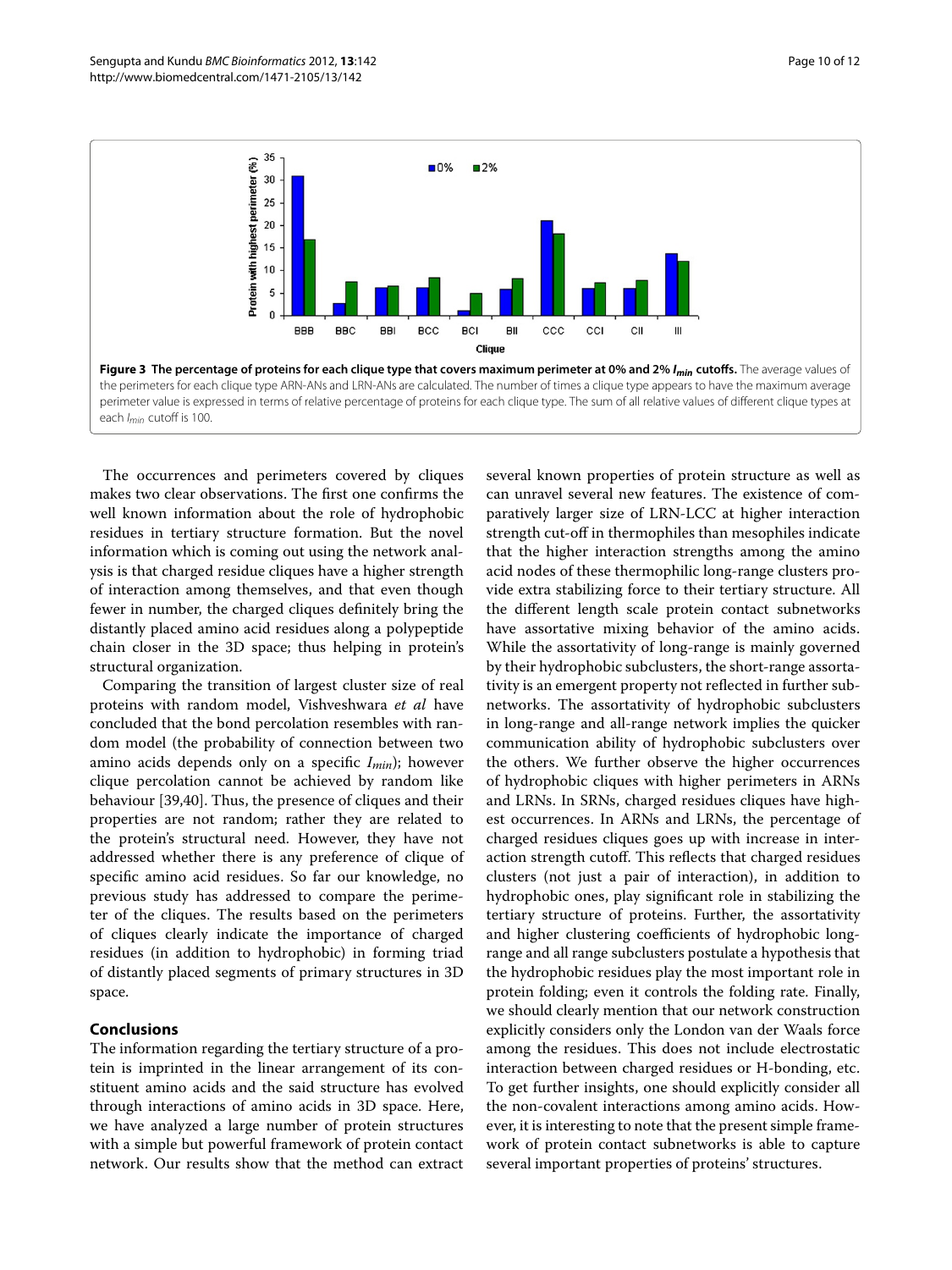**Figure 3 The percentage of proteins for each clique type that covers maximum perimeter at 0% and 2% $I_{min}$ cutoffs.** The average values of the perimeters for each clique type ARN-ANs and LRN-ANs are calculated. The number of times a clique type appears to have the maximum average perimeter value is expressed in terms of relative percentage of proteins for each clique type. The sum of all relative values of different clique types at each $I_{min}$ cutoff is 100.

The occurrences and perimeters covered by cliques makes two clear observations. The first one confirms the well known information about the role of hydrophobic residues in tertiary structure formation. But the novel information which is coming out using the network analysis is that charged residue cliques have a higher strength of interaction among themselves, and that even though fewer in number, the charged cliques definitely bring the distantly placed amino acid residues along a polypeptide chain closer in the 3D space; thus helping in protein's structural organization.

Comparing the transition of largest cluster size of real proteins with random model, Vishveshwara *et al* have concluded that the bond percolation resembles with random model (the probability of connection between two amino acids depends only on a specific $I_{min}$); however clique percolation cannot be achieved by random like behaviour [39,40]. Thus, the presence of cliques and their properties are not random; rather they are related to the protein's structural need. However, they have not addressed whether there is any preference of clique of specific amino acid residues. So far our knowledge, no previous study has addressed to compare the perimeter of the cliques. The results based on the perimeters of cliques clearly indicate the importance of charged residues (in addition to hydrophobic) in forming triad of distantly placed segments of primary structures in 3D space.

## Conclusions

The information regarding the tertiary structure of a protein is imprinted in the linear arrangement of its constituent amino acids and the said structure has evolved through interactions of amino acids in 3D space. Here, we have analyzed a large number of protein structures with a simple but powerful framework of protein contact network. Our results show that the method can extract several known properties of protein structure as well as can unravel several new features. The existence of comparatively larger size of LRN-LCC at higher interaction strength cut-off in thermophiles than mesophiles indicate that the higher interaction strengths among the amino acid nodes of these thermophilic long-range clusters provide extra stabilizing force to their tertiary structure. All the different length scale protein contact subnetworks have assortative mixing behavior of the amino acids. While the assortativity of long-range is mainly governed by their hydrophobic subclusters, the short-range assortativity is an emergent property not reflected in further subnetworks. The assortativity of hydrophobic subclusters in long-range and all-range network implies the quicker communication ability of hydrophobic subclusters over the others. We further observe the higher occurrences of hydrophobic cliques with higher perimeters in ARNs and LRNs. In SRNs, charged residues cliques have highest occurrences. In ARNs and LRNs, the percentage of charged residues cliques goes up with increase in interaction strength cutoff. This reflects that charged residues clusters (not just a pair of interaction), in addition to hydrophobic ones, play significant role in stabilizing the tertiary structure of proteins. Further, the assortativity and higher clustering coefficients of hydrophobic long-range and all range subclusters postulate a hypothesis that the hydrophobic residues play the most important role in protein folding; even it controls the folding rate. Finally, we should clearly mention that our network construction explicitly considers only the London van der Waals force among the residues. This does not include electrostatic interaction between charged residues or H-bonding, etc. To get further insights, one should explicitly consider all the non-covalent interactions among amino acids. However, it is interesting to note that the present simple framework of protein contact subnetworks is able to capture several important properties of proteins' structures.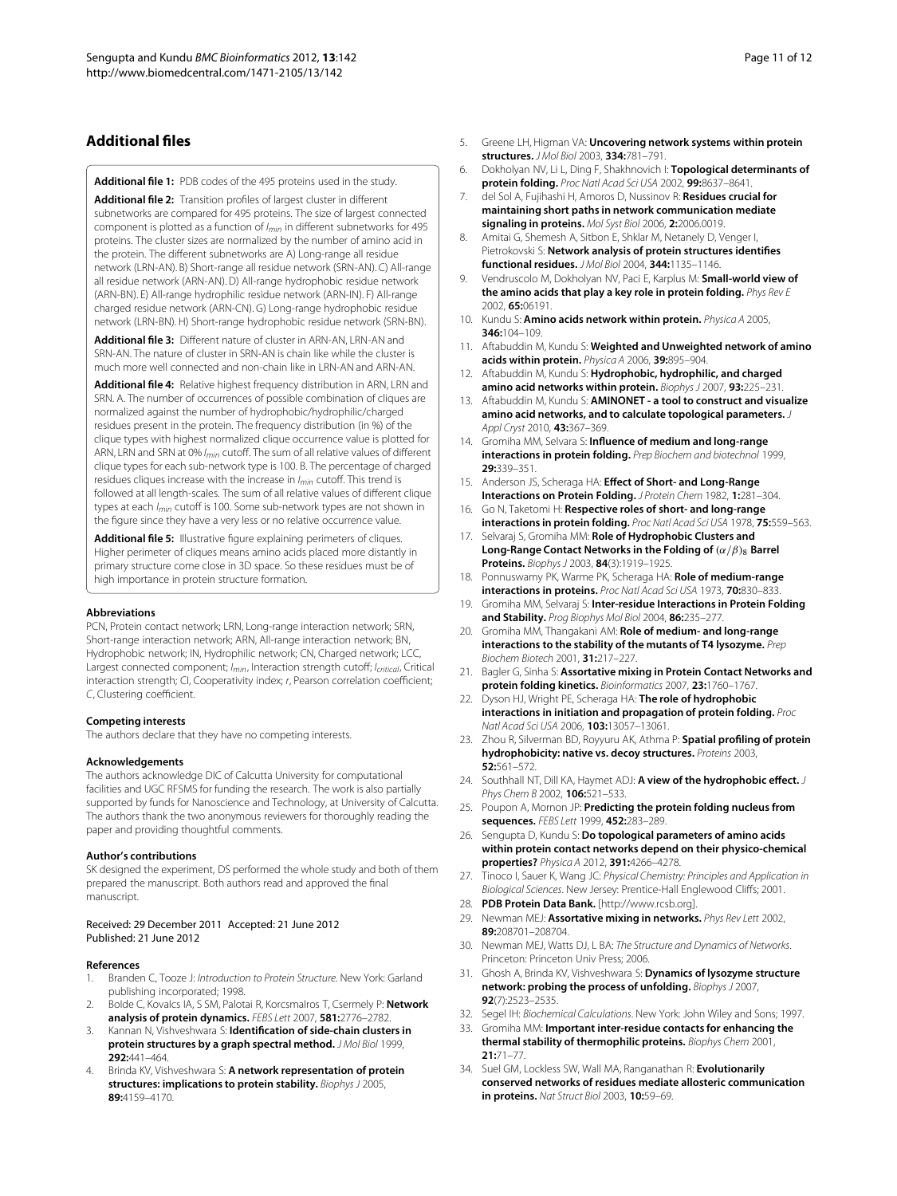## Additional files

**Additional file 1:** PDB codes of the 495 proteins used in the study.

**Additional file 2:** Transition profiles of largest cluster in different subnetworks are compared for 495 proteins. The size of largest connected component is plotted as a function of $I_{min}$ in different subnetworks for 495 proteins. The cluster sizes are normalized by the number of amino acid in the protein. The different subnetworks are A) Long-range all residue network (LRN-AN). B) Short-range all residue network (SRN-AN). C) All-range all residue network (ARN-AN). D) All-range hydrophobic residue network (ARN-BN). E) All-range hydrophilic residue network (ARN-IN). F) All-range charged residue network (ARN-CN). G) Long-range hydrophobic residue network (LRN-BN). H) Short-range hydrophobic residue network (SRN-BN).

**Additional file 3:** Different nature of cluster in ARN-AN, LRN-AN and SRN-AN. The nature of cluster in SRN-AN is chain like while the cluster is much more well connected and non-chain like in LRN-AN and ARN-AN.

**Additional file 4:** Relative highest frequency distribution in ARN, LRN and SRN. A. The number of occurrences of possible combination of cliques are normalized against the number of hydrophobic/hydrophilic/charged residues present in the protein. The frequency distribution (in %) of the clique types with highest normalized clique occurrence value is plotted for ARN, LRN and SRN at 0% $I_{min}$ cutoff. The sum of all relative values of different clique types for each sub-network type is 100. B. The percentage of charged residues cliques increase with the increase in $I_{min}$ cutoff. This trend is followed at all length-scales. The sum of all relative values of different clique types at each $I_{min}$ cutoff is 100. Some sub-network types are not shown in the figure since they have a very less or no relative occurrence value.

**Additional file 5:** Illustrative figure explaining perimeters of cliques. Higher perimeter of cliques means amino acids placed more distantly in primary structure come close in 3D space. So these residues must be of high importance in protein structure formation.

#### Abbreviations

PCN, Protein contact network; LRN, Long-range interaction network; SRN, Short-range interaction network; ARN, All-range interaction network; BN, Hydrophobic network; IN, Hydrophilic network; CN, Charged network; LCC, Largest connected component; $I_{min}$, Interaction strength cutoff; $I_{critical}$, Critical interaction strength; CI, Cooperativity index; $r$, Pearson correlation coefficient; $C$, Clustering coefficient.

#### Competing interests

The authors declare that they have no competing interests.

#### Acknowledgements

The authors acknowledge DIC of Calcutta University for computational facilities and UGC RFSMS for funding the research. The work is also partially supported by funds for Nanoscience and Technology, at University of Calcutta. The authors thank the two anonymous reviewers for thoroughly reading the paper and providing thoughtful comments.

#### Author's contributions

SK designed the experiment, DS performed the whole study and both of them prepared the manuscript. Both authors read and approved the final manuscript.

Received: 29 December 2011 Accepted: 21 June 2012
Published: 21 June 2012

#### References

1. Branden C, Tooze J: *Introduction to Protein Structure*. New York: Garland publishing incorporated; 1998.
2. Bolde C, Kovalcs IA, S SM, Palotai R, Korcsmalros T, Csermely P: **Network analysis of protein dynamics.** *FEBS Lett* 2007, **581:**2776–2782.
3. Kannan N, Vishveshwara S: **Identification of side-chain clusters in protein structures by a graph spectral method.** *J Mol Biol* 1999, **292:**441–464.
4. Brinda KV, Vishveshwara S: **A network representation of protein structures: implications to protein stability.** *Biophys J* 2005, **89:**4159–4170.
5. Greene LH, Higman VA: **Uncovering network systems within protein structures.** *J Mol Biol* 2003, **334:**781–791.
6. Dokholyan NV, Li L, Ding F, Shakhnovich I: **Topological determinants of protein folding.** *Proc Natl Acad Sci USA* 2002, **99:**8637–8641.
7. del Sol A, Fujihashi H, Amoros D, Nussinov R: **Residues crucial for maintaining short paths in network communication mediate signaling in proteins.** *Mol Syst Biol* 2006, **2:**2006.0019.
8. Amitai G, Shemesh A, Sitbon E, Shklar M, Netanely D, Venger I, Pietrokovski S: **Network analysis of protein structures identifies functional residues.** *J Mol Biol* 2004, **344:**1135–1146.
9. Vendruscolo M, Dokholyan NV, Paci E, Karplus M: **Small-world view of the amino acids that play a key role in protein folding.** *Phys Rev E* 2002, **65:**06191.
10. Kundu S: **Amino acids network within protein.** *Physica A* 2005, **346:**104–109.
11. Aftabuddin M, Kundu S: **Weighted and Unweighted network of amino acids within protein.** *Physica A* 2006, **39:**895–904.
12. Aftabuddin M, Kundu S: **Hydrophobic, hydrophilic, and charged amino acid networks within protein.** *Biophys J* 2007, **93:**225–231.
13. Aftabuddin M, Kundu S: **AMINONET - a tool to construct and visualize amino acid networks, and to calculate topological parameters.** *J Appl Cryst* 2010, **43:**367–369.
14. Gromiha MM, Selvara S: **Influence of medium and long-range interactions in protein folding.** *Prep Biochem and biotechnol* 1999, **29:**339–351.
15. Anderson JS, Scheraga HA: **Effect of Short- and Long-Range Interactions on Protein Folding.** *J Protein Chem* 1982, **1:**281–304.
16. Go N, Taketomi H: **Respective roles of short- and long-range interactions in protein folding.** *Proc Natl Acad Sci USA* 1978, **75:**559–563.
17. Selvaraj S, Gromiha MM: **Role of Hydrophobic Clusters and Long-Range Contact Networks in the Folding of $(\alpha/\beta)_8$ Barrel Proteins.** *Biophys J* 2003, **84**(3):1919–1925.
18. Ponnuswamy PK, Warme PK, Scheraga HA: **Role of medium-range interactions in proteins.** *Proc Natl Acad Sci USA* 1973, **70:**830–833.
19. Gromiha MM, Selvaraj S: **Inter-residue Interactions in Protein Folding and Stability.** *Prog Biophys Mol Biol* 2004, **86:**235–277.
20. Gromiha MM, Thangakani AM: **Role of medium- and long-range interactions to the stability of the mutants of T4 lysozyme.** *Prep Biochem Biotech* 2001, **31:**217–227.
21. Bagler G, Sinha S: **Assortative mixing in Protein Contact Networks and protein folding kinetics.** *Bioinformatics* 2007, **23:**1760–1767.
22. Dyson HJ, Wright PE, Scheraga HA: **The role of hydrophobic interactions in initiation and propagation of protein folding.** *Proc Natl Acad Sci USA* 2006, **103:**13057–13061.
23. Zhou R, Silverman BD, Royyuru AK, Athma P: **Spatial profiling of protein hydrophobicity: native vs. decoy structures.** *Proteins* 2003, **52:**561–572.
24. Southhall NT, Dill KA, Haymet ADJ: **A view of the hydrophobic effect.** *J Phys Chem B* 2002, **106:**521–533.
25. Poupon A, Mornon JP: **Predicting the protein folding nucleus from sequences.** *FEBS Lett* 1999, **452:**283–289.
26. Sengupta D, Kundu S: **Do topological parameters of amino acids within protein contact networks depend on their physico-chemical properties?** *Physica A* 2012, **391:**4266–4278.
27. Tinoco I, Sauer K, Wang JC: *Physical Chemistry: Principles and Application in Biological Sciences*. New Jersey: Prentice-Hall Englewood Cliffs; 2001.
28. **PDB Protein Data Bank.** [http://www.rcsb.org].
29. Newman MEJ: **Assortative mixing in networks.** *Phys Rev Lett* 2002, **89:**208701–208704.
30. Newman MEJ, Watts DJ, L BA: *The Structure and Dynamics of Networks*. Princeton: Princeton Univ Press; 2006.
31. Ghosh A, Brinda KV, Vishveshwara S: **Dynamics of lysozyme structure network: probing the process of unfolding.** *Biophys J* 2007, **92**(7):2523–2535.
32. Segel IH: *Biochemical Calculations*. New York: John Wiley and Sons; 1997.
33. Gromiha MM: **Important inter-residue contacts for enhancing the thermal stability of thermophilic proteins.** *Biophys Chem* 2001, **21:**71–77.
34. Suel GM, Lockless SW, Wall MA, Ranganathan R: **Evolutionarily conserved networks of residues mediate allosteric communication in proteins.** *Nat Struct Biol* 2003, **10:**59–69.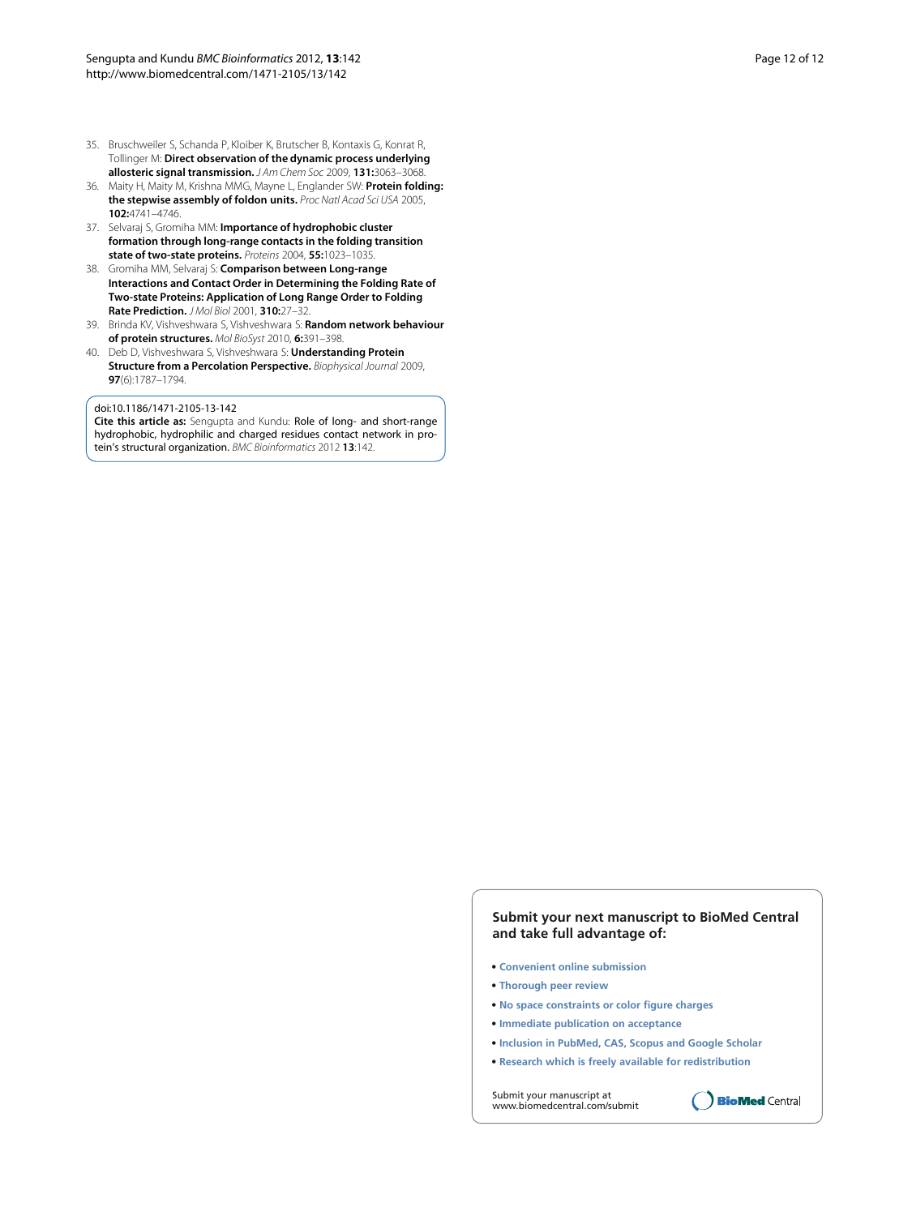35. Bruschweiler S, Schanda P, Kloiber K, Brutscher B, Kontaxis G, Konrat R, Tollinger M: **Direct observation of the dynamic process underlying allosteric signal transmission.** *J Am Chem Soc* 2009, **131:**3063–3068.
36. Maity H, Maity M, Krishna MMG, Mayne L, Englander SW: **Protein folding: the stepwise assembly of foldon units.** *Proc Natl Acad Sci USA* 2005, **102:**4741–4746.
37. Selvaraj S, Gromiha MM: **Importance of hydrophobic cluster formation through long-range contacts in the folding transition state of two-state proteins.** *Proteins* 2004, **55:**1023–1035.
38. Gromiha MM, Selvaraj S: **Comparison between Long-range Interactions and Contact Order in Determining the Folding Rate of Two-state Proteins: Application of Long Range Order to Folding Rate Prediction.** *J Mol Biol* 2001, **310:**27–32.
39. Brinda KV, Vishveshwara S, Vishveshwara S: **Random network behaviour of protein structures.** *Mol BioSyst* 2010, **6:**391–398.
40. Deb D, Vishveshwara S, Vishveshwara S: **Understanding Protein Structure from a Percolation Perspective.** *Biophysical Journal* 2009, **97**(6):1787–1794.

doi:10.1186/1471-2105-13-142
**Cite this article as:** Sengupta and Kundu: Role of long- and short-range hydrophobic, hydrophilic and charged residues contact network in protein's structural organization. *BMC Bioinformatics* 2012 **13**:142.

**Submit your next manuscript to BioMed Central and take full advantage of:**

- **Convenient online submission**
- **Thorough peer review**
- **No space constraints or color figure charges**
- **Immediate publication on acceptance**
- **Inclusion in PubMed, CAS, Scopus and Google Scholar**
- **Research which is freely available for redistribution**

Submit your manuscript at
www.biomedcentral.com/submit

BioMed Central